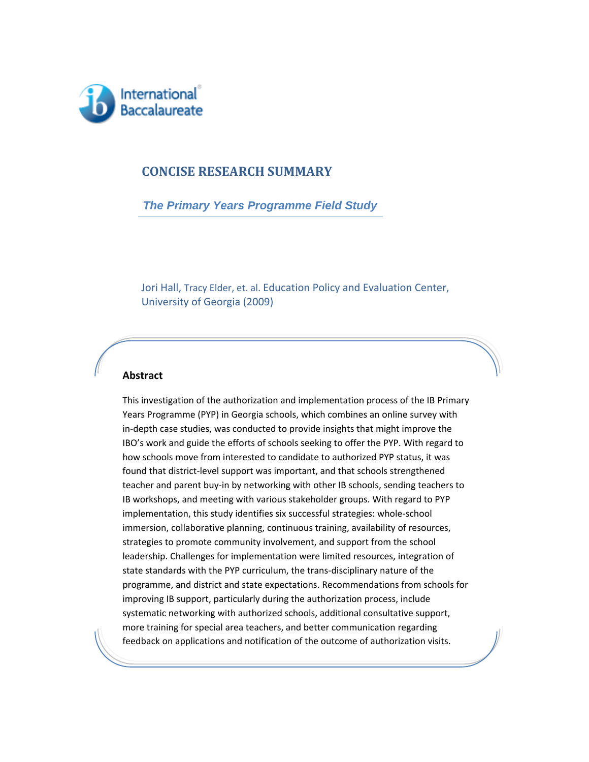# CONCISE RESEARCH SUMMARY

## *The Primary Years Programme Field Study*

Jori Hall, Tracy Elder, et. al. Education Policy and Evaluation Center, University of Georgia (2009)

### Abstract

This investigation of the authorization and implementation process of the IB Primary Years Programme (PYP) in Georgia schools, which combines an online survey with in-depth case studies, was conducted to provide insights that might improve the IBO's work and guide the efforts of schools seeking to offer the PYP. With regard to how schools move from interested to candidate to authorized PYP status, it was found that district-level support was important, and that schools strengthened teacher and parent buy-in by networking with other IB schools, sending teachers to IB workshops, and meeting with various stakeholder groups. With regard to PYP implementation, this study identifies six successful strategies: whole-school immersion, collaborative planning, continuous training, availability of resources, strategies to promote community involvement, and support from the school leadership. Challenges for implementation were limited resources, integration of state standards with the PYP curriculum, the trans-disciplinary nature of the programme, and district and state expectations. Recommendations from schools for improving IB support, particularly during the authorization process, include systematic networking with authorized schools, additional consultative support, more training for special area teachers, and better communication regarding feedback on applications and notification of the outcome of authorization visits.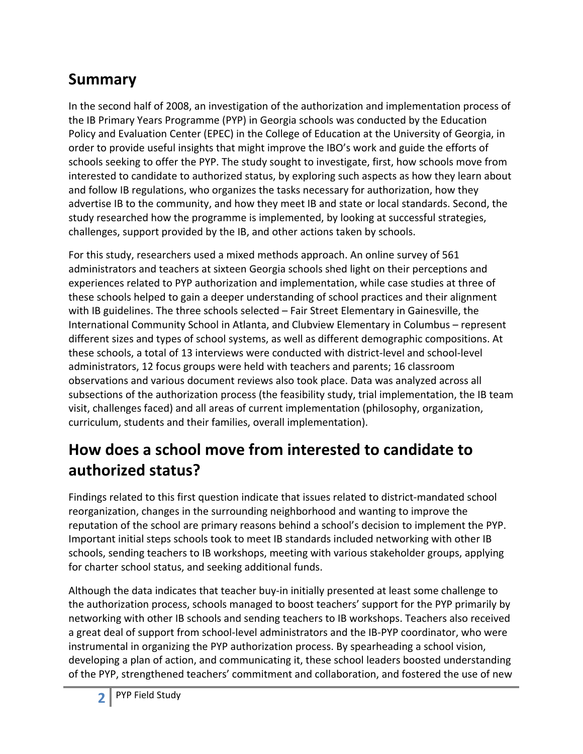## Summary

In the second half of 2008, an investigation of the authorization and implementation process of the IB Primary Years Programme (PYP) in Georgia schools was conducted by the Education Policy and Evaluation Center (EPEC) in the College of Education at the University of Georgia, in order to provide useful insights that might improve the IBO's work and guide the efforts of schools seeking to offer the PYP. The study sought to investigate, first, how schools move from interested to candidate to authorized status, by exploring such aspects as how they learn about and follow IB regulations, who organizes the tasks necessary for authorization, how they advertise IB to the community, and how they meet IB and state or local standards. Second, the study researched how the programme is implemented, by looking at successful strategies, challenges, support provided by the IB, and other actions taken by schools.

For this study, researchers used a mixed methods approach. An online survey of 561 administrators and teachers at sixteen Georgia schools shed light on their perceptions and experiences related to PYP authorization and implementation, while case studies at three of these schools helped to gain a deeper understanding of school practices and their alignment with IB guidelines. The three schools selected – Fair Street Elementary in Gainesville, the International Community School in Atlanta, and Clubview Elementary in Columbus – represent different sizes and types of school systems, as well as different demographic compositions. At these schools, a total of 13 interviews were conducted with district-level and school-level administrators, 12 focus groups were held with teachers and parents; 16 classroom observations and various document reviews also took place. Data was analyzed across all subsections of the authorization process (the feasibility study, trial implementation, the IB team visit, challenges faced) and all areas of current implementation (philosophy, organization, curriculum, students and their families, overall implementation).

## How does a school move from interested to candidate to authorized status?

Findings related to this first question indicate that issues related to district-mandated school reorganization, changes in the surrounding neighborhood and wanting to improve the reputation of the school are primary reasons behind a school's decision to implement the PYP. Important initial steps schools took to meet IB standards included networking with other IB schools, sending teachers to IB workshops, meeting with various stakeholder groups, applying for charter school status, and seeking additional funds.

Although the data indicates that teacher buy-in initially presented at least some challenge to the authorization process, schools managed to boost teachers' support for the PYP primarily by networking with other IB schools and sending teachers to IB workshops. Teachers also received a great deal of support from school-level administrators and the IB-PYP coordinator, who were instrumental in organizing the PYP authorization process. By spearheading a school vision, developing a plan of action, and communicating it, these school leaders boosted understanding of the PYP, strengthened teachers' commitment and collaboration, and fostered the use of new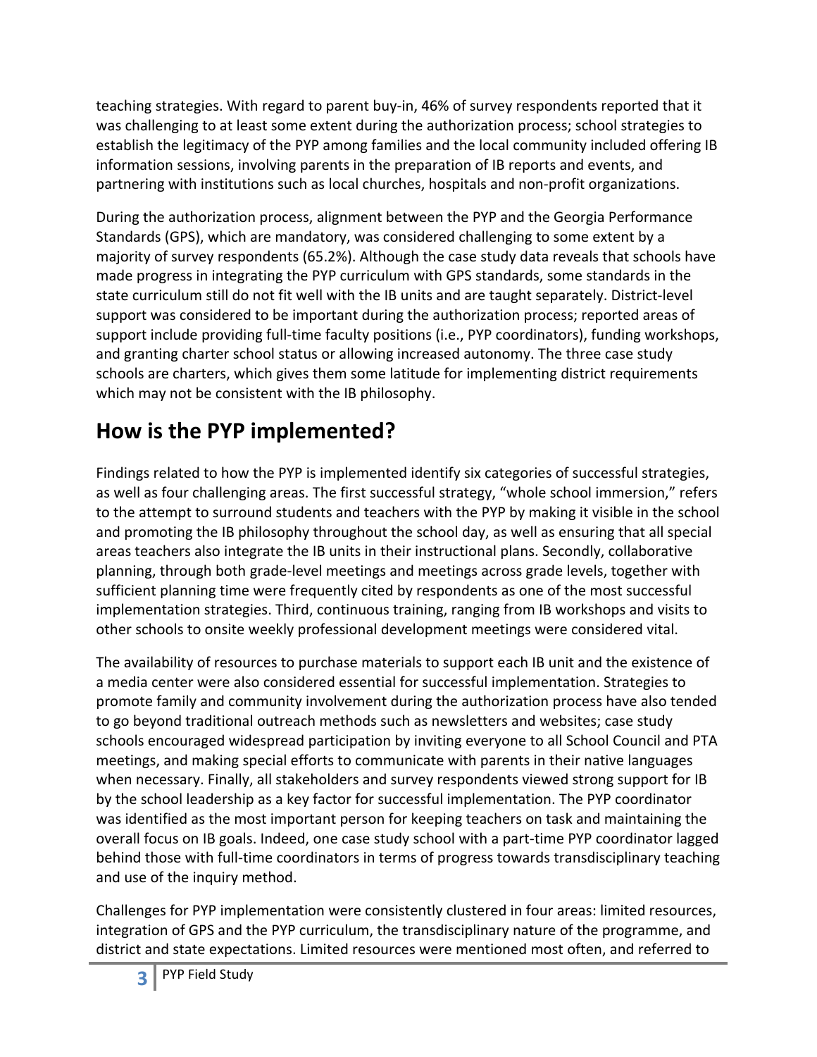teaching strategies. With regard to parent buy-in, 46% of survey respondents reported that it was challenging to at least some extent during the authorization process; school strategies to establish the legitimacy of the PYP among families and the local community included offering IB information sessions, involving parents in the preparation of IB reports and events, and partnering with institutions such as local churches, hospitals and non-profit organizations.

During the authorization process, alignment between the PYP and the Georgia Performance Standards (GPS), which are mandatory, was considered challenging to some extent by a majority of survey respondents (65.2%). Although the case study data reveals that schools have made progress in integrating the PYP curriculum with GPS standards, some standards in the state curriculum still do not fit well with the IB units and are taught separately. District-level support was considered to be important during the authorization process; reported areas of support include providing full-time faculty positions (i.e., PYP coordinators), funding workshops, and granting charter school status or allowing increased autonomy. The three case study schools are charters, which gives them some latitude for implementing district requirements which may not be consistent with the IB philosophy.

## How is the PYP implemented?

Findings related to how the PYP is implemented identify six categories of successful strategies, as well as four challenging areas. The first successful strategy, "whole school immersion," refers to the attempt to surround students and teachers with the PYP by making it visible in the school and promoting the IB philosophy throughout the school day, as well as ensuring that all special areas teachers also integrate the IB units in their instructional plans. Secondly, collaborative planning, through both grade-level meetings and meetings across grade levels, together with sufficient planning time were frequently cited by respondents as one of the most successful implementation strategies. Third, continuous training, ranging from IB workshops and visits to other schools to onsite weekly professional development meetings were considered vital.

The availability of resources to purchase materials to support each IB unit and the existence of a media center were also considered essential for successful implementation. Strategies to promote family and community involvement during the authorization process have also tended to go beyond traditional outreach methods such as newsletters and websites; case study schools encouraged widespread participation by inviting everyone to all School Council and PTA meetings, and making special efforts to communicate with parents in their native languages when necessary. Finally, all stakeholders and survey respondents viewed strong support for IB by the school leadership as a key factor for successful implementation. The PYP coordinator was identified as the most important person for keeping teachers on task and maintaining the overall focus on IB goals. Indeed, one case study school with a part-time PYP coordinator lagged behind those with full-time coordinators in terms of progress towards transdisciplinary teaching and use of the inquiry method.

Challenges for PYP implementation were consistently clustered in four areas: limited resources, integration of GPS and the PYP curriculum, the transdisciplinary nature of the programme, and district and state expectations. Limited resources were mentioned most often, and referred to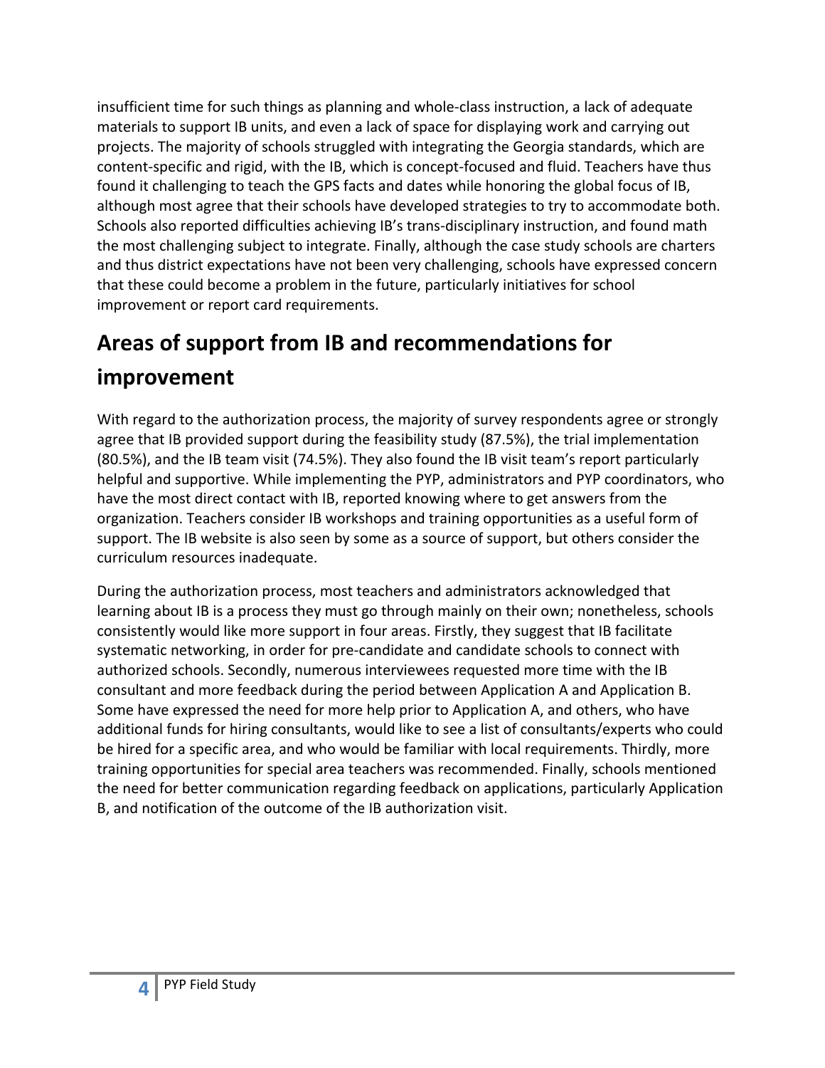insufficient time for such things as planning and whole-class instruction, a lack of adequate materials to support IB units, and even a lack of space for displaying work and carrying out projects. The majority of schools struggled with integrating the Georgia standards, which are content-specific and rigid, with the IB, which is concept-focused and fluid. Teachers have thus found it challenging to teach the GPS facts and dates while honoring the global focus of IB, although most agree that their schools have developed strategies to try to accommodate both. Schools also reported difficulties achieving IB's trans-disciplinary instruction, and found math the most challenging subject to integrate. Finally, although the case study schools are charters and thus district expectations have not been very challenging, schools have expressed concern that these could become a problem in the future, particularly initiatives for school improvement or report card requirements.

## Areas of support from IB and recommendations for improvement

With regard to the authorization process, the majority of survey respondents agree or strongly agree that IB provided support during the feasibility study (87.5%), the trial implementation (80.5%), and the IB team visit (74.5%). They also found the IB visit team's report particularly helpful and supportive. While implementing the PYP, administrators and PYP coordinators, who have the most direct contact with IB, reported knowing where to get answers from the organization. Teachers consider IB workshops and training opportunities as a useful form of support. The IB website is also seen by some as a source of support, but others consider the curriculum resources inadequate.

During the authorization process, most teachers and administrators acknowledged that learning about IB is a process they must go through mainly on their own; nonetheless, schools consistently would like more support in four areas. Firstly, they suggest that IB facilitate systematic networking, in order for pre-candidate and candidate schools to connect with authorized schools. Secondly, numerous interviewees requested more time with the IB consultant and more feedback during the period between Application A and Application B. Some have expressed the need for more help prior to Application A, and others, who have additional funds for hiring consultants, would like to see a list of consultants/experts who could be hired for a specific area, and who would be familiar with local requirements. Thirdly, more training opportunities for special area teachers was recommended. Finally, schools mentioned the need for better communication regarding feedback on applications, particularly Application B, and notification of the outcome of the IB authorization visit.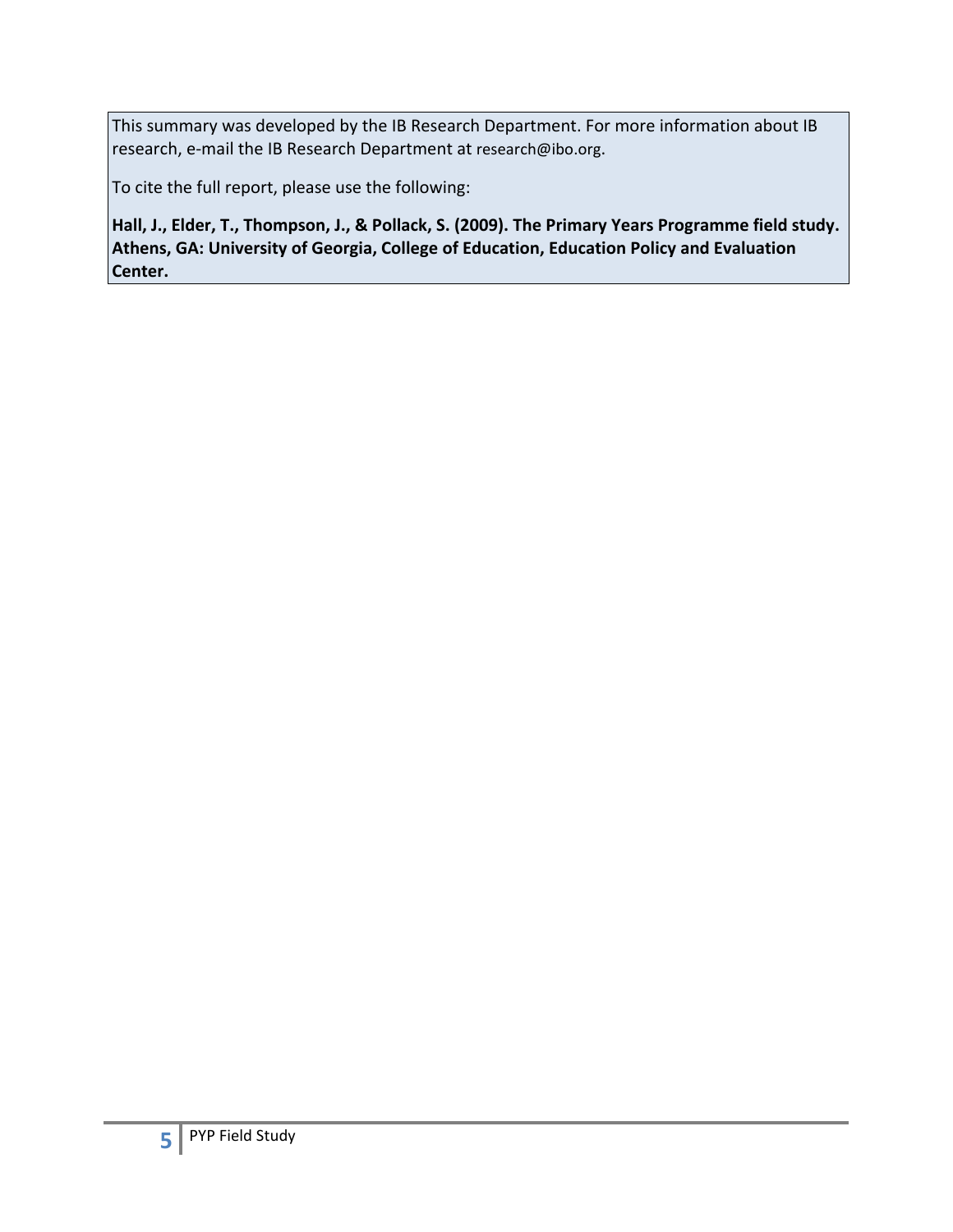This summary was developed by the IB Research Department. For more information about IB research, e-mail the IB Research Department at research@ibo.org.

To cite the full report, please use the following:

**Hall, J., Elder, T., Thompson, J., & Pollack, S. (2009). The Primary Years Programme field study. Athens, GA: University of Georgia, College of Education, Education Policy and Evaluation Center.**